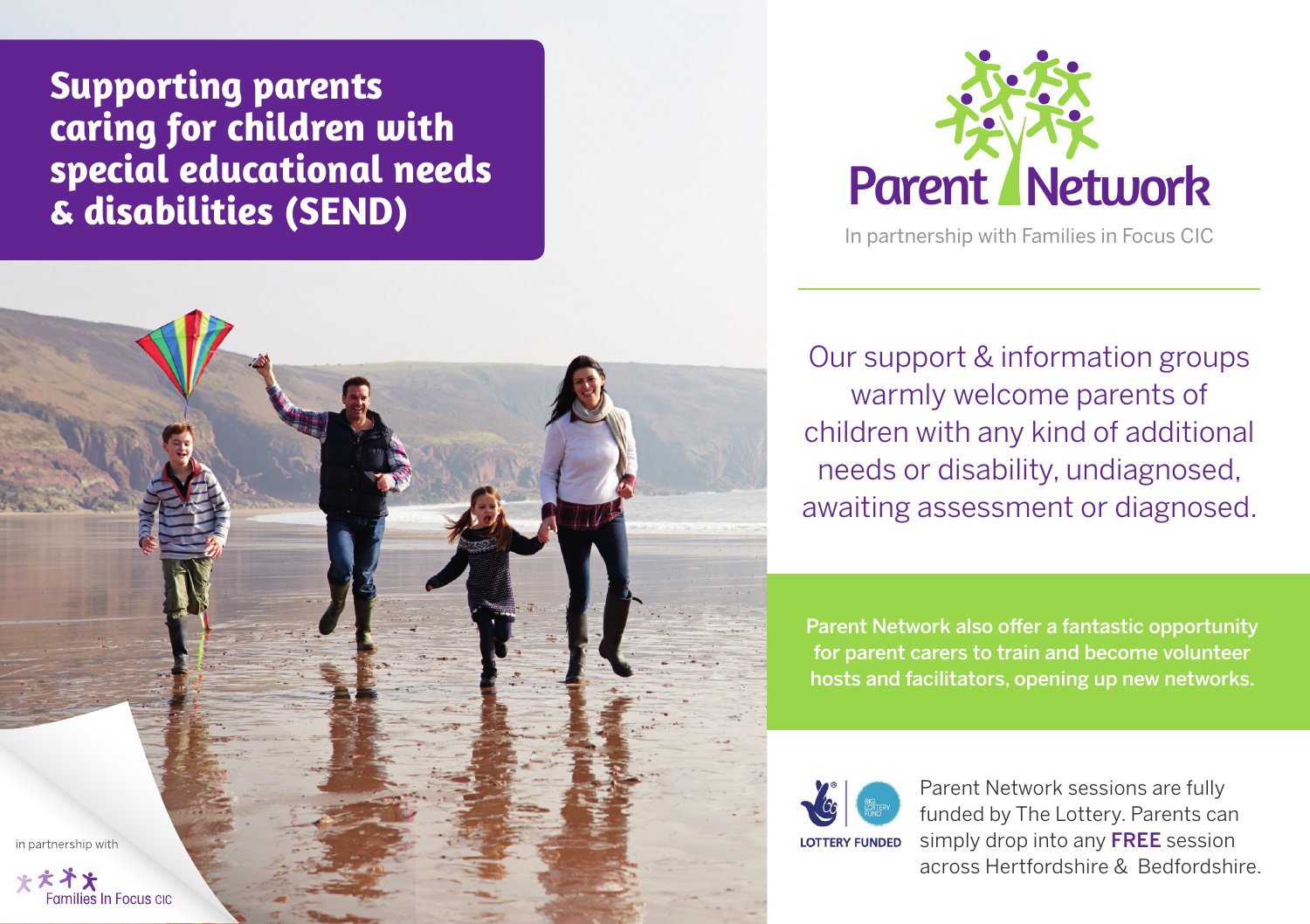# Supporting parents caring for children with special educational needs & disabilities (SEND)

## Parent Network

In partnership with Families in Focus CIC

Our support & information groups warmly welcome parents of children with any kind of additional needs or disability, undiagnosed, awaiting assessment or diagnosed.

**Parent Network also offer a fantastic opportunity for parent carers to train and become volunteer hosts and facilitators, opening up new networks.**

LOTTERY FUNDED

Parent Network sessions are fully funded by The Lottery. Parents can simply drop into any **FREE** session across Hertfordshire & Bedfordshire.

in partnership with

Families In Focus CIC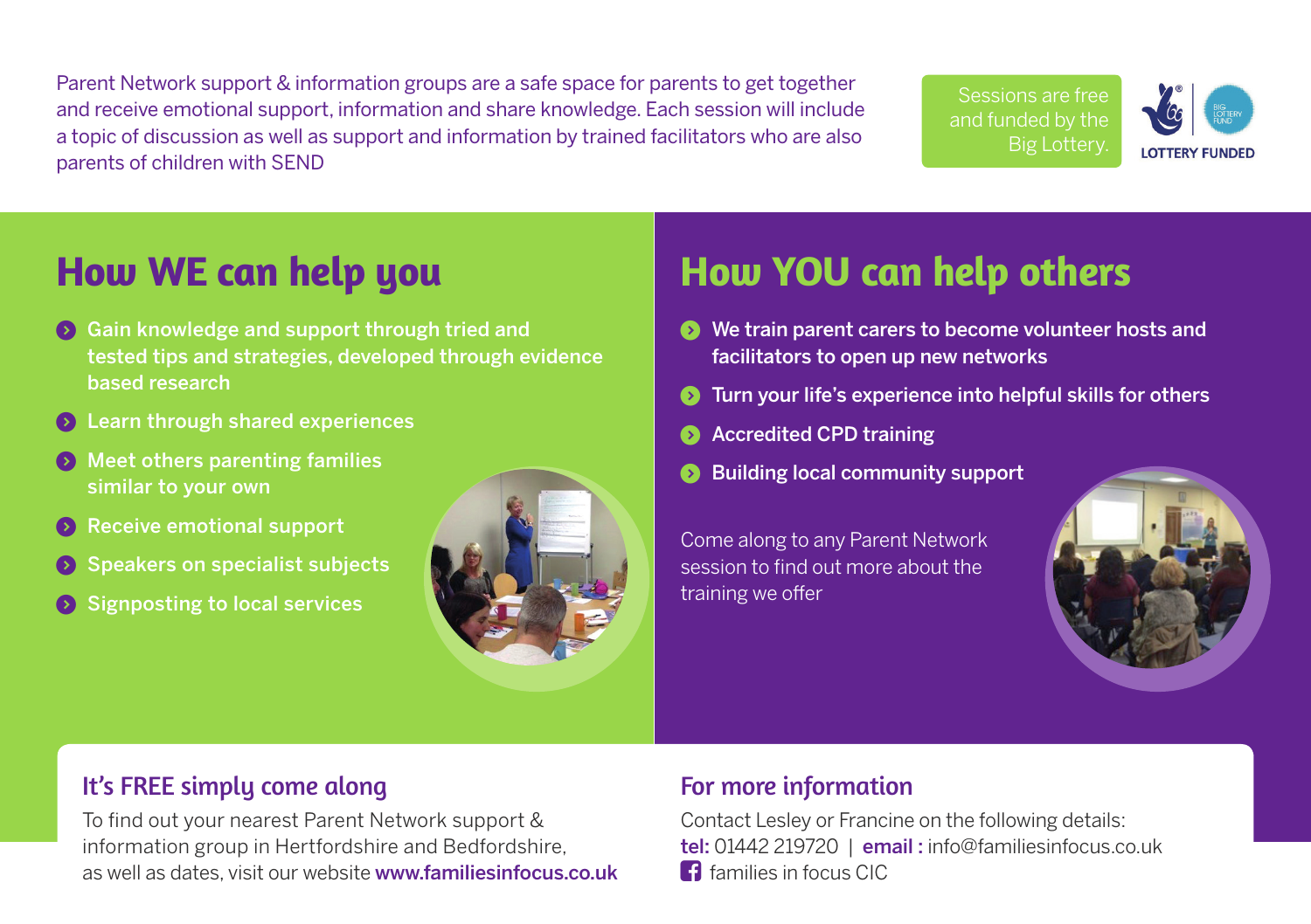Parent Network support & information groups are a safe space for parents to get together and receive emotional support, information and share knowledge. Each session will include a topic of discussion as well as support and information by trained facilitators who are also parents of children with SEND

Sessions are free and funded by the Big Lottery.

LOTTERY FUNDED

## How WE can help you

- Gain knowledge and support through tried and tested tips and strategies, developed through evidence based research
- Learn through shared experiences
- Meet others parenting families similar to your own
- Receive emotional support
- Speakers on specialist subjects
- Signposting to local services

## How YOU can help others

- We train parent carers to become volunteer hosts and facilitators to open up new networks
- Turn your life's experience into helpful skills for others
- Accredited CPD training
- Building local community support

Come along to any Parent Network session to find out more about the training we offer

### It's FREE simply come along

To find out your nearest Parent Network support & information group in Hertfordshire and Bedfordshire, as well as dates, visit our website **www.familiesinfocus.co.uk**

### For more information

Contact Lesley or Francine on the following details:
**tel:** 01442 219720 | **email :** info@familiesinfocus.co.uk
families in focus CIC